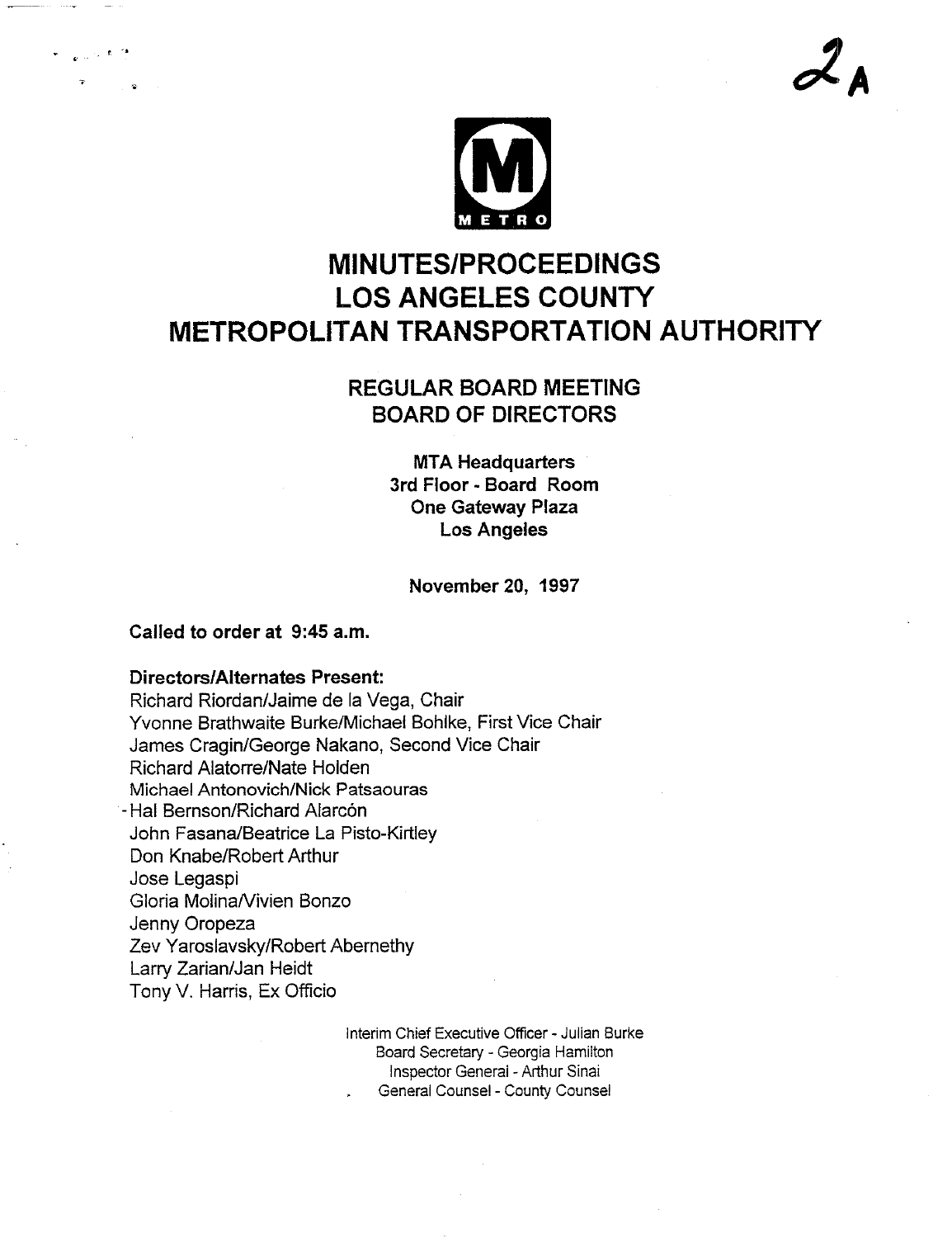2A

METRO

# MINUTES/PROCEEDINGS LOS ANGELES COUNTY METROPOLITAN TRANSPORTATION AUTHORITY

## REGULAR BOARD MEETING BOARD OF DIRECTORS

**MTA Headquarters**
**3rd Floor - Board Room**
**One Gateway Plaza**
**Los Angeles**

**November 20, 1997**

**Called to order at 9:45 a.m.**

**Directors/Alternates Present:**

Richard Riordan/Jaime de la Vega, Chair
Yvonne Brathwaite Burke/Michael Bohlke, First Vice Chair
James Cragin/George Nakano, Second Vice Chair
Richard Alatorre/Nate Holden
Michael Antonovich/Nick Patsaouras
Hal Bernson/Richard Alarcón
John Fasana/Beatrice La Pisto-Kirtley
Don Knabe/Robert Arthur
Jose Legaspi
Gloria Molina/Vivien Bonzo
Jenny Oropeza
Zev Yaroslavsky/Robert Abernethy
Larry Zarian/Jan Heidt
Tony V. Harris, Ex Officio

Interim Chief Executive Officer - Julian Burke
Board Secretary - Georgia Hamilton
Inspector General - Arthur Sinai
General Counsel - County Counsel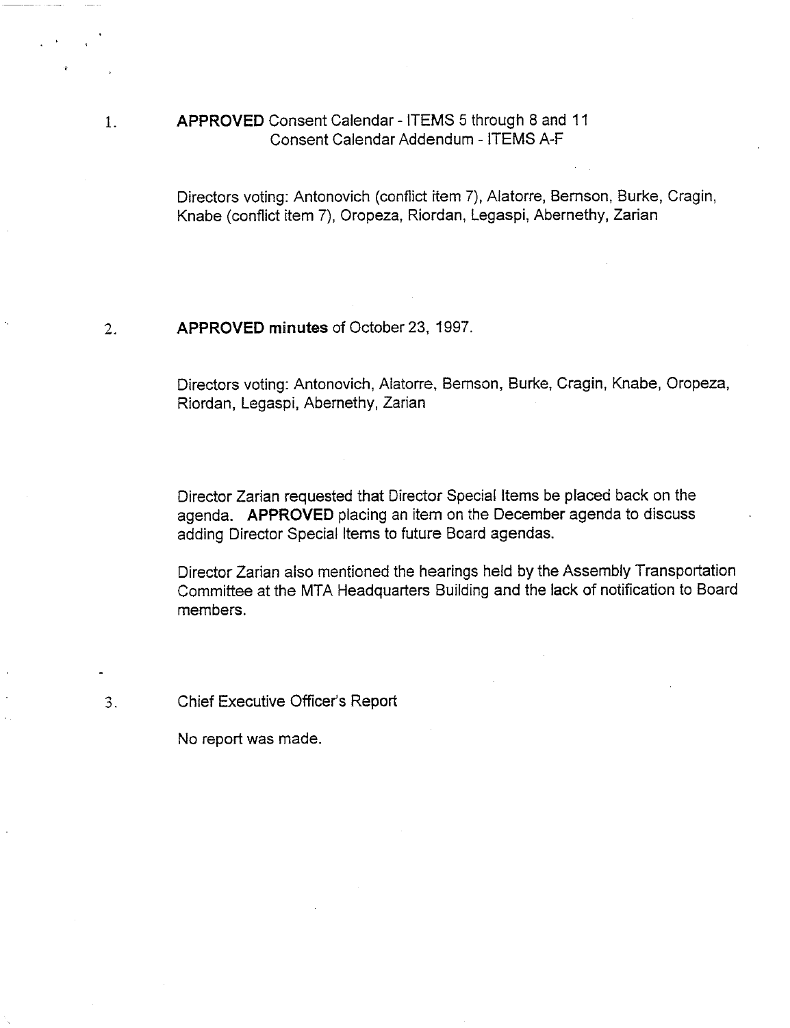1. **APPROVED** Consent Calendar - ITEMS 5 through 8 and 11
   Consent Calendar Addendum - ITEMS A-F

   Directors voting: Antonovich (conflict item 7), Alatorre, Bernson, Burke, Cragin, Knabe (conflict item 7), Oropeza, Riordan, Legaspi, Abernethy, Zarian

2. **APPROVED minutes** of October 23, 1997.

   Directors voting: Antonovich, Alatorre, Bernson, Burke, Cragin, Knabe, Oropeza, Riordan, Legaspi, Abernethy, Zarian

   Director Zarian requested that Director Special Items be placed back on the agenda. **APPROVED** placing an item on the December agenda to discuss adding Director Special Items to future Board agendas.

   Director Zarian also mentioned the hearings held by the Assembly Transportation Committee at the MTA Headquarters Building and the lack of notification to Board members.

3. Chief Executive Officer's Report

   No report was made.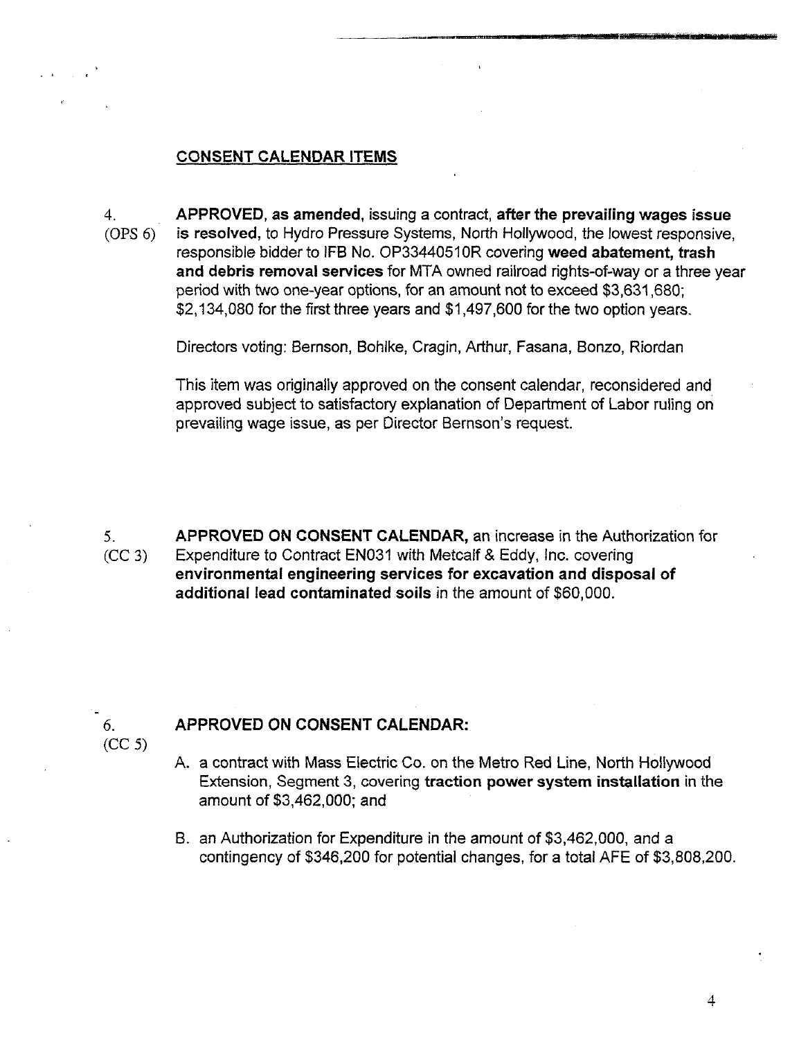## CONSENT CALENDAR ITEMS

4. (OPS 6) **APPROVED, as amended,** issuing a contract, **after the prevailing wages issue is resolved,** to Hydro Pressure Systems, North Hollywood, the lowest responsive, responsible bidder to IFB No. OP33440510R covering **weed abatement, trash and debris removal services** for MTA owned railroad rights-of-way or a three year period with two one-year options, for an amount not to exceed $3,631,680; $2,134,080 for the first three years and $1,497,600 for the two option years.

   Directors voting: Bernson, Bohlke, Cragin, Arthur, Fasana, Bonzo, Riordan

   This item was originally approved on the consent calendar, reconsidered and approved subject to satisfactory explanation of Department of Labor ruling on prevailing wage issue, as per Director Bernson's request.

5. (CC 3) **APPROVED ON CONSENT CALENDAR,** an increase in the Authorization for Expenditure to Contract EN031 with Metcalf & Eddy, Inc. covering **environmental engineering services for excavation and disposal of additional lead contaminated soils** in the amount of $60,000.

6. (CC 5) **APPROVED ON CONSENT CALENDAR:**

   A. a contract with Mass Electric Co. on the Metro Red Line, North Hollywood Extension, Segment 3, covering **traction power system installation** in the amount of $3,462,000; and

   B. an Authorization for Expenditure in the amount of $3,462,000, and a contingency of $346,200 for potential changes, for a total AFE of $3,808,200.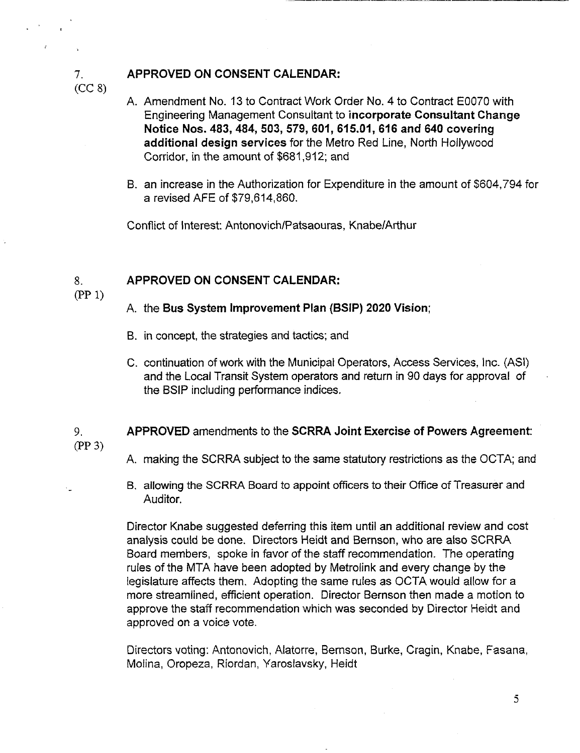7.
(CC 8)

**APPROVED ON CONSENT CALENDAR:**

A. Amendment No. 13 to Contract Work Order No. 4 to Contract E0070 with Engineering Management Consultant to **incorporate Consultant Change Notice Nos. 483, 484, 503, 579, 601, 615.01, 616 and 640 covering additional design services** for the Metro Red Line, North Hollywood Corridor, in the amount of $681,912; and

B. an increase in the Authorization for Expenditure in the amount of $604,794 for a revised AFE of $79,614,860.

Conflict of Interest: Antonovich/Patsaouras, Knabe/Arthur

8.
(PP 1)

**APPROVED ON CONSENT CALENDAR:**

A. the **Bus System Improvement Plan (BSIP) 2020 Vision**;

B. in concept, the strategies and tactics; and

C. continuation of work with the Municipal Operators, Access Services, Inc. (ASI) and the Local Transit System operators and return in 90 days for approval of the BSIP including performance indices.

9.
(PP 3)

**APPROVED** amendments to the **SCRRA Joint Exercise of Powers Agreement**:

A. making the SCRRA subject to the same statutory restrictions as the OCTA; and

B. allowing the SCRRA Board to appoint officers to their Office of Treasurer and Auditor.

Director Knabe suggested deferring this item until an additional review and cost analysis could be done. Directors Heidt and Bernson, who are also SCRRA Board members, spoke in favor of the staff recommendation. The operating rules of the MTA have been adopted by Metrolink and every change by the legislature affects them. Adopting the same rules as OCTA would allow for a more streamlined, efficient operation. Director Bernson then made a motion to approve the staff recommendation which was seconded by Director Heidt and approved on a voice vote.

Directors voting: Antonovich, Alatorre, Bernson, Burke, Cragin, Knabe, Fasana, Molina, Oropeza, Riordan, Yaroslavsky, Heidt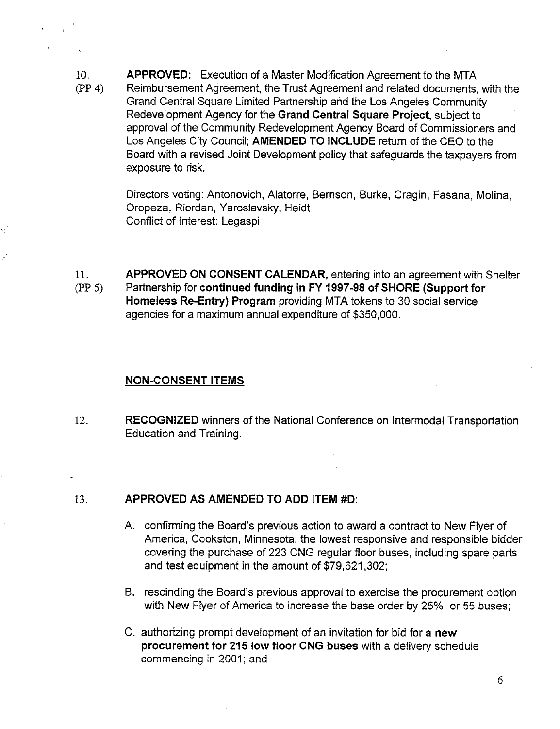10.
(PP 4)

**APPROVED:** Execution of a Master Modification Agreement to the MTA Reimbursement Agreement, the Trust Agreement and related documents, with the Grand Central Square Limited Partnership and the Los Angeles Community Redevelopment Agency for the **Grand Central Square Project**, subject to approval of the Community Redevelopment Agency Board of Commissioners and Los Angeles City Council; **AMENDED TO INCLUDE** return of the CEO to the Board with a revised Joint Development policy that safeguards the taxpayers from exposure to risk.

Directors voting: Antonovich, Alatorre, Bernson, Burke, Cragin, Fasana, Molina, Oropeza, Riordan, Yaroslavsky, Heidt
Conflict of Interest: Legaspi

11.
(PP 5)

**APPROVED ON CONSENT CALENDAR,** entering into an agreement with Shelter Partnership for **continued funding in FY 1997-98 of SHORE (Support for Homeless Re-Entry) Program** providing MTA tokens to 30 social service agencies for a maximum annual expenditure of $350,000.

**NON-CONSENT ITEMS**

12. **RECOGNIZED** winners of the National Conference on Intermodal Transportation Education and Training.

13. **APPROVED AS AMENDED TO ADD ITEM #D:**

A. confirming the Board's previous action to award a contract to New Flyer of America, Cookston, Minnesota, the lowest responsive and responsible bidder covering the purchase of 223 CNG regular floor buses, including spare parts and test equipment in the amount of $79,621,302;

B. rescinding the Board's previous approval to exercise the procurement option with New Flyer of America to increase the base order by 25%, or 55 buses;

C. authorizing prompt development of an invitation for bid for **a new procurement for 215 low floor CNG buses** with a delivery schedule commencing in 2001; and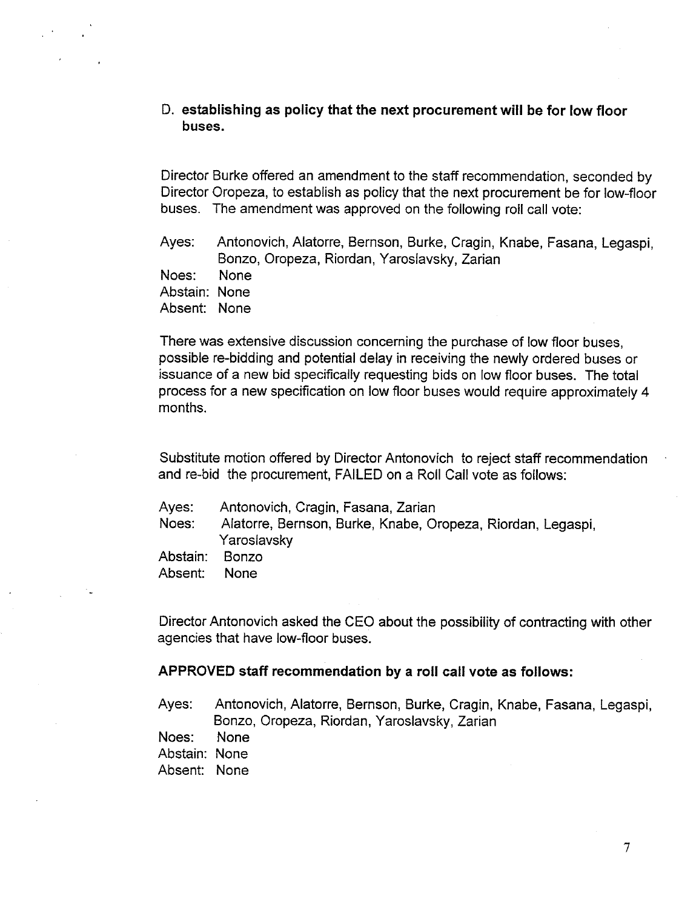D. **establishing as policy that the next procurement will be for low floor buses.**

Director Burke offered an amendment to the staff recommendation, seconded by Director Oropeza, to establish as policy that the next procurement be for low-floor buses. The amendment was approved on the following roll call vote:

Ayes: Antonovich, Alatorre, Bernson, Burke, Cragin, Knabe, Fasana, Legaspi, Bonzo, Oropeza, Riordan, Yaroslavsky, Zarian
Noes: None
Abstain: None
Absent: None

There was extensive discussion concerning the purchase of low floor buses, possible re-bidding and potential delay in receiving the newly ordered buses or issuance of a new bid specifically requesting bids on low floor buses. The total process for a new specification on low floor buses would require approximately 4 months.

Substitute motion offered by Director Antonovich to reject staff recommendation and re-bid the procurement, FAILED on a Roll Call vote as follows:

Ayes: Antonovich, Cragin, Fasana, Zarian
Noes: Alatorre, Bernson, Burke, Knabe, Oropeza, Riordan, Legaspi, Yaroslavsky
Abstain: Bonzo
Absent: None

Director Antonovich asked the CEO about the possibility of contracting with other agencies that have low-floor buses.

**APPROVED staff recommendation by a roll call vote as follows:**

Ayes: Antonovich, Alatorre, Bernson, Burke, Cragin, Knabe, Fasana, Legaspi, Bonzo, Oropeza, Riordan, Yaroslavsky, Zarian
Noes: None
Abstain: None
Absent: None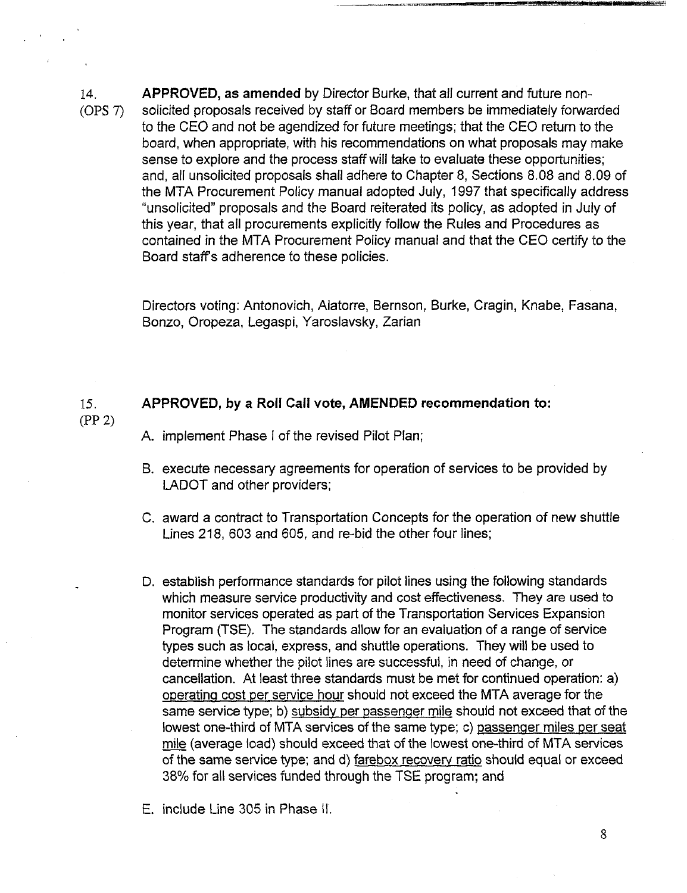14. (OPS 7) **APPROVED, as amended** by Director Burke, that all current and future non-solicited proposals received by staff or Board members be immediately forwarded to the CEO and not be agendized for future meetings; that the CEO return to the board, when appropriate, with his recommendations on what proposals may make sense to explore and the process staff will take to evaluate these opportunities; and, all unsolicited proposals shall adhere to Chapter 8, Sections 8.08 and 8.09 of the MTA Procurement Policy manual adopted July, 1997 that specifically address "unsolicited" proposals and the Board reiterated its policy, as adopted in July of this year, that all procurements explicitly follow the Rules and Procedures as contained in the MTA Procurement Policy manual and that the CEO certify to the Board staff's adherence to these policies.

Directors voting: Antonovich, Alatorre, Bernson, Burke, Cragin, Knabe, Fasana, Bonzo, Oropeza, Legaspi, Yaroslavsky, Zarian

15. (PP 2) **APPROVED, by a Roll Call vote, AMENDED recommendation to:**

A. implement Phase I of the revised Pilot Plan;

B. execute necessary agreements for operation of services to be provided by LADOT and other providers;

C. award a contract to Transportation Concepts for the operation of new shuttle Lines 218, 603 and 605, and re-bid the other four lines;

D. establish performance standards for pilot lines using the following standards which measure service productivity and cost effectiveness. They are used to monitor services operated as part of the Transportation Services Expansion Program (TSE). The standards allow for an evaluation of a range of service types such as local, express, and shuttle operations. They will be used to determine whether the pilot lines are successful, in need of change, or cancellation. At least three standards must be met for continued operation: a) operating cost per service hour should not exceed the MTA average for the same service type; b) subsidy per passenger mile should not exceed that of the lowest one-third of MTA services of the same type; c) passenger miles per seat mile (average load) should exceed that of the lowest one-third of MTA services of the same service type; and d) farebox recovery ratio should equal or exceed 38% for all services funded through the TSE program; and

E. include Line 305 in Phase II.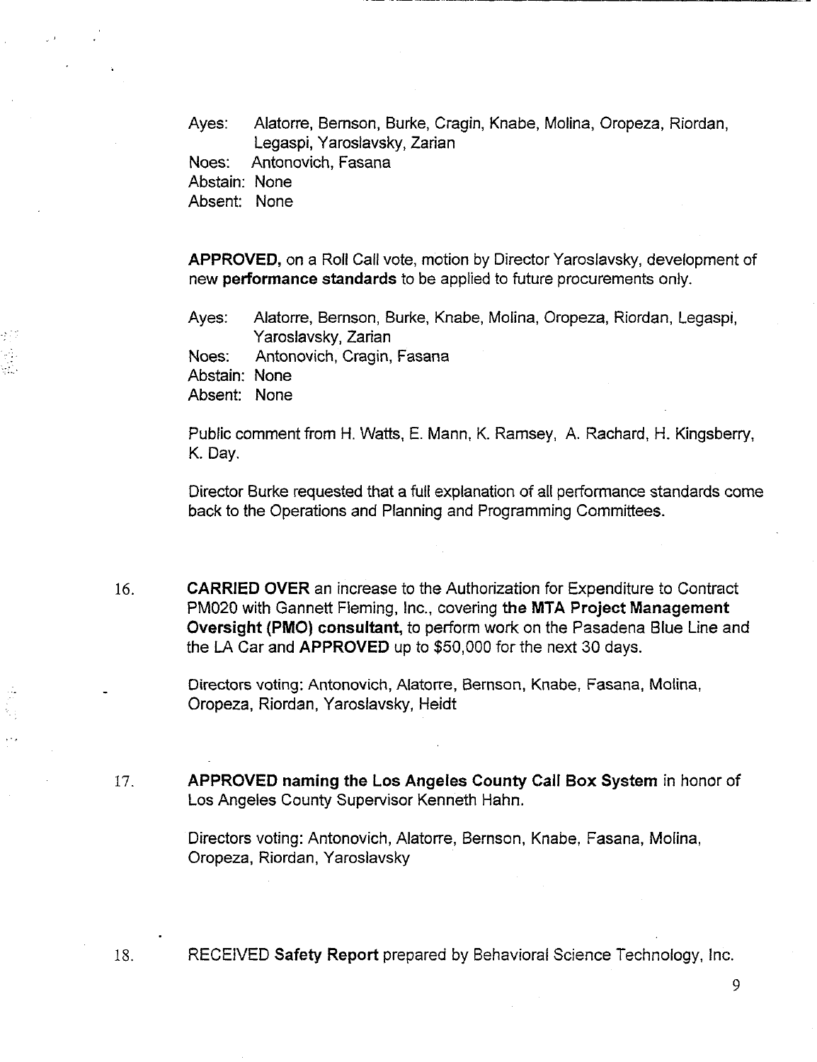Ayes: Alatorre, Bernson, Burke, Cragin, Knabe, Molina, Oropeza, Riordan, Legaspi, Yaroslavsky, Zarian
Noes: Antonovich, Fasana
Abstain: None
Absent: None

**APPROVED,** on a Roll Call vote, motion by Director Yaroslavsky, development of new **performance standards** to be applied to future procurements only.

Ayes: Alatorre, Bernson, Burke, Knabe, Molina, Oropeza, Riordan, Legaspi, Yaroslavsky, Zarian
Noes: Antonovich, Cragin, Fasana
Abstain: None
Absent: None

Public comment from H. Watts, E. Mann, K. Ramsey, A. Rachard, H. Kingsberry, K. Day.

Director Burke requested that a full explanation of all performance standards come back to the Operations and Planning and Programming Committees.

16. **CARRIED OVER** an increase to the Authorization for Expenditure to Contract PM020 with Gannett Fleming, Inc., covering **the MTA Project Management Oversight (PMO) consultant,** to perform work on the Pasadena Blue Line and the LA Car and **APPROVED** up to $50,000 for the next 30 days.

    Directors voting: Antonovich, Alatorre, Bernson, Knabe, Fasana, Molina, Oropeza, Riordan, Yaroslavsky, Heidt

17. **APPROVED naming the Los Angeles County Call Box System** in honor of Los Angeles County Supervisor Kenneth Hahn.

    Directors voting: Antonovich, Alatorre, Bernson, Knabe, Fasana, Molina, Oropeza, Riordan, Yaroslavsky

18. RECEIVED **Safety Report** prepared by Behavioral Science Technology, Inc.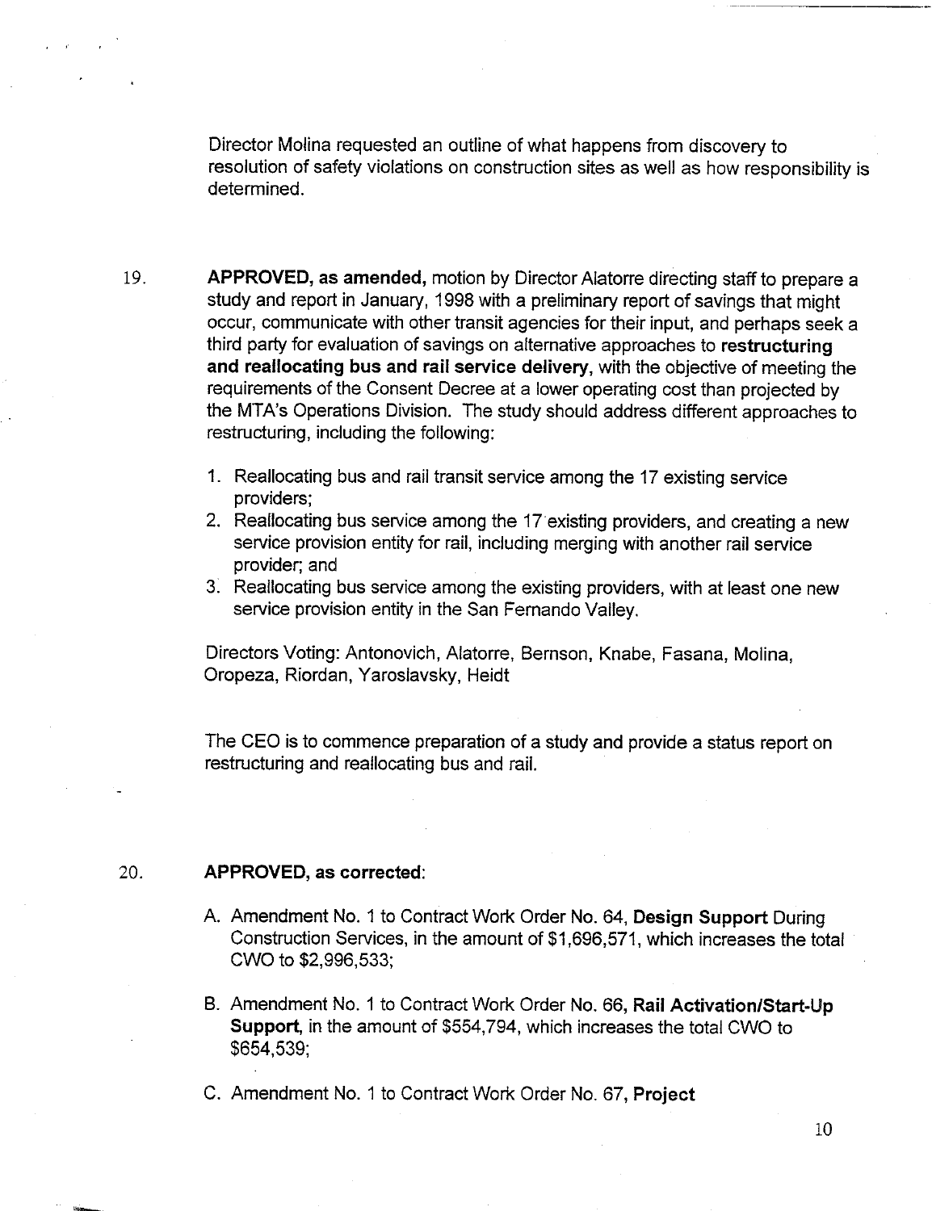Director Molina requested an outline of what happens from discovery to resolution of safety violations on construction sites as well as how responsibility is determined.

19. **APPROVED, as amended,** motion by Director Alatorre directing staff to prepare a study and report in January, 1998 with a preliminary report of savings that might occur, communicate with other transit agencies for their input, and perhaps seek a third party for evaluation of savings on alternative approaches to **restructuring and reallocating bus and rail service delivery,** with the objective of meeting the requirements of the Consent Decree at a lower operating cost than projected by the MTA's Operations Division. The study should address different approaches to restructuring, including the following:

    1. Reallocating bus and rail transit service among the 17 existing service providers;
    2. Reallocating bus service among the 17 existing providers, and creating a new service provision entity for rail, including merging with another rail service provider; and
    3. Reallocating bus service among the existing providers, with at least one new service provision entity in the San Fernando Valley.

    Directors Voting: Antonovich, Alatorre, Bernson, Knabe, Fasana, Molina, Oropeza, Riordan, Yaroslavsky, Heidt

    The CEO is to commence preparation of a study and provide a status report on restructuring and reallocating bus and rail.

20. **APPROVED, as corrected:**

    A. Amendment No. 1 to Contract Work Order No. 64, **Design Support** During Construction Services, in the amount of $1,696,571, which increases the total CWO to $2,996,533;

    B. Amendment No. 1 to Contract Work Order No. 66, **Rail Activation/Start-Up Support,** in the amount of $554,794, which increases the total CWO to $654,539;

    C. Amendment No. 1 to Contract Work Order No. 67, **Project**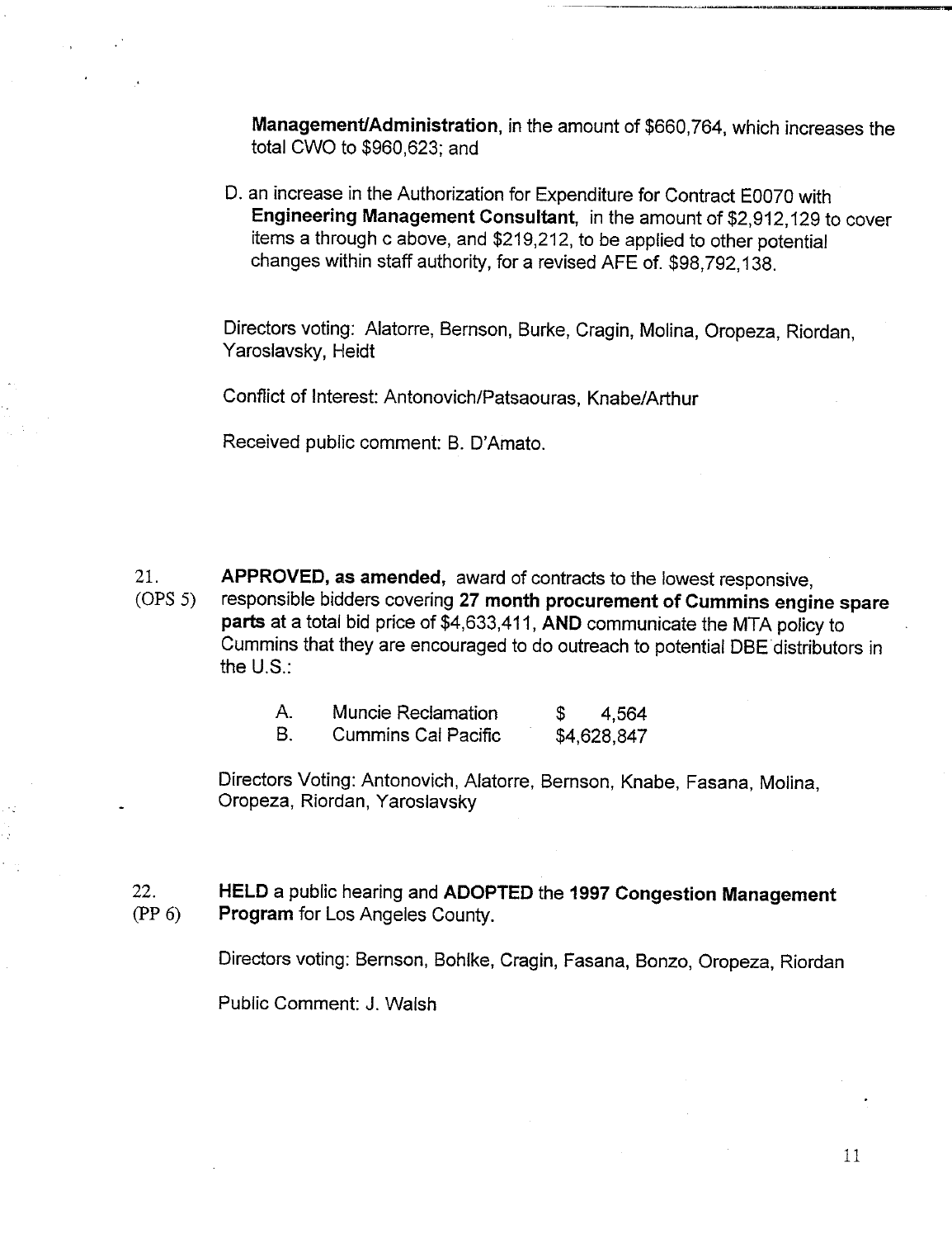**Management/Administration**, in the amount of $660,764, which increases the total CWO to $960,623; and

D. an increase in the Authorization for Expenditure for Contract E0070 with **Engineering Management Consultant**, in the amount of $2,912,129 to cover items a through c above, and $219,212, to be applied to other potential changes within staff authority, for a revised AFE of. $98,792,138.

Directors voting: Alatorre, Bernson, Burke, Cragin, Molina, Oropeza, Riordan, Yaroslavsky, Heidt

Conflict of Interest: Antonovich/Patsaouras, Knabe/Arthur

Received public comment: B. D'Amato.

21. (OPS 5) **APPROVED, as amended,** award of contracts to the lowest responsive, responsible bidders covering **27 month procurement of Cummins engine spare parts** at a total bid price of $4,633,411, **AND** communicate the MTA policy to Cummins that they are encouraged to do outreach to potential DBE distributors in the U.S.:

| | | |
|---|---|---|
| A. | Muncie Reclamation | $ 4,564 |
| B. | Cummins Cal Pacific | $4,628,847 |

Directors Voting: Antonovich, Alatorre, Bernson, Knabe, Fasana, Molina, Oropeza, Riordan, Yaroslavsky

22. (PP 6) **HELD** a public hearing and **ADOPTED** the **1997 Congestion Management Program** for Los Angeles County.

Directors voting: Bernson, Bohlke, Cragin, Fasana, Bonzo, Oropeza, Riordan

Public Comment: J. Walsh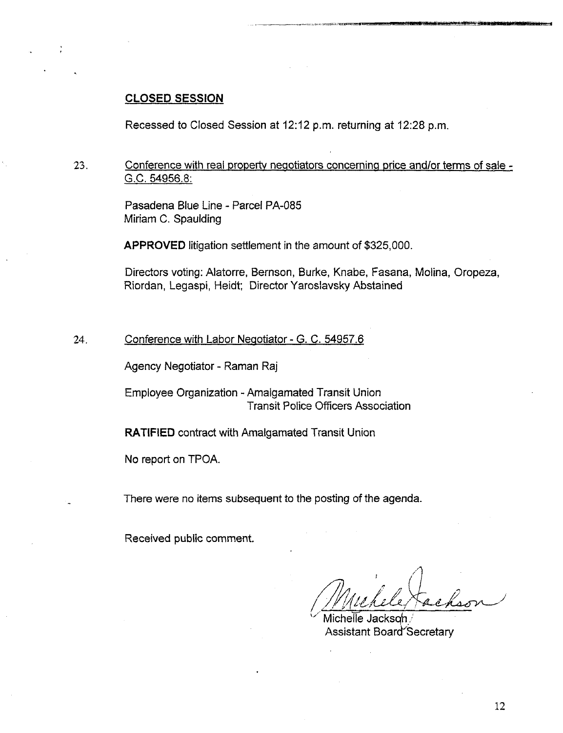## CLOSED SESSION

Recessed to Closed Session at 12:12 p.m. returning at 12:28 p.m.

23. Conference with real property negotiators concerning price and/or terms of sale - G.C. 54956.8:

    Pasadena Blue Line - Parcel PA-085
    Miriam C. Spaulding

    **APPROVED** litigation settlement in the amount of $325,000.

    Directors voting: Alatorre, Bernson, Burke, Knabe, Fasana, Molina, Oropeza, Riordan, Legaspi, Heidt; Director Yaroslavsky Abstained

24. Conference with Labor Negotiator - G. C. 54957.6

    Agency Negotiator - Raman Raj

    Employee Organization - Amalgamated Transit Union
    Transit Police Officers Association

    **RATIFIED** contract with Amalgamated Transit Union

    No report on TPOA.

There were no items subsequent to the posting of the agenda.

Received public comment.

Michelle Jackson
Assistant Board Secretary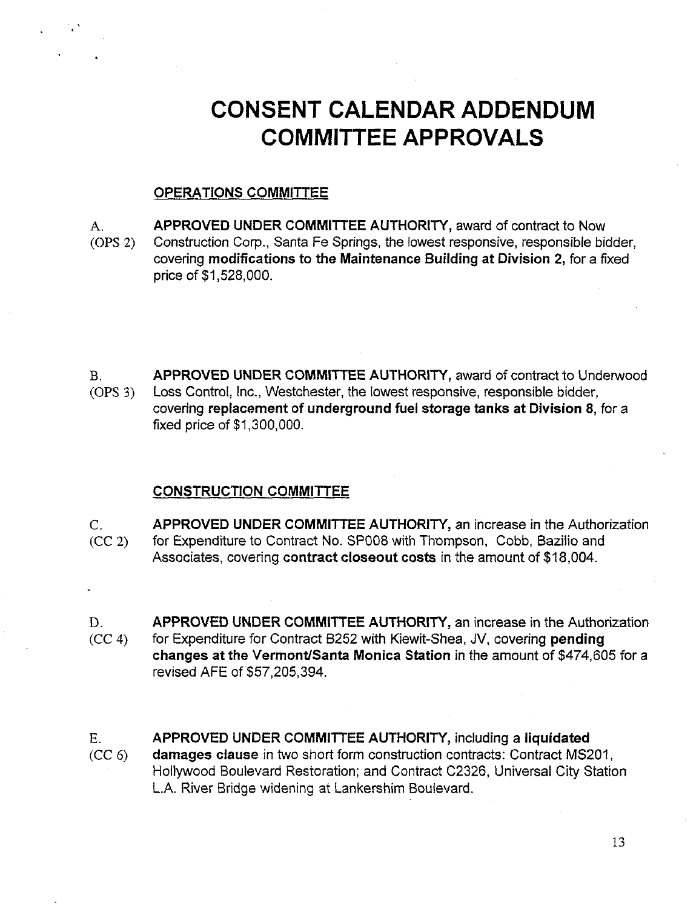# CONSENT CALENDAR ADDENDUM COMMITTEE APPROVALS

## OPERATIONS COMMITTEE

A.
(OPS 2) **APPROVED UNDER COMMITTEE AUTHORITY,** award of contract to Now Construction Corp., Santa Fe Springs, the lowest responsive, responsible bidder, covering **modifications to the Maintenance Building at Division 2,** for a fixed price of $1,528,000.

B.
(OPS 3) **APPROVED UNDER COMMITTEE AUTHORITY,** award of contract to Underwood Loss Control, Inc., Westchester, the lowest responsive, responsible bidder, covering **replacement of underground fuel storage tanks at Division 8,** for a fixed price of $1,300,000.

## CONSTRUCTION COMMITTEE

C.
(CC 2) **APPROVED UNDER COMMITTEE AUTHORITY,** an increase in the Authorization for Expenditure to Contract No. SP008 with Thompson, Cobb, Bazilio and Associates, covering **contract closeout costs** in the amount of $18,004.

D.
(CC 4) **APPROVED UNDER COMMITTEE AUTHORITY,** an increase in the Authorization for Expenditure for Contract B252 with Kiewit-Shea, JV, covering **pending changes at the Vermont/Santa Monica Station** in the amount of $474,605 for a revised AFE of $57,205,394.

E.
(CC 6) **APPROVED UNDER COMMITTEE AUTHORITY,** including a **liquidated damages clause** in two short form construction contracts: Contract MS201, Hollywood Boulevard Restoration; and Contract C2326, Universal City Station L.A. River Bridge widening at Lankershim Boulevard.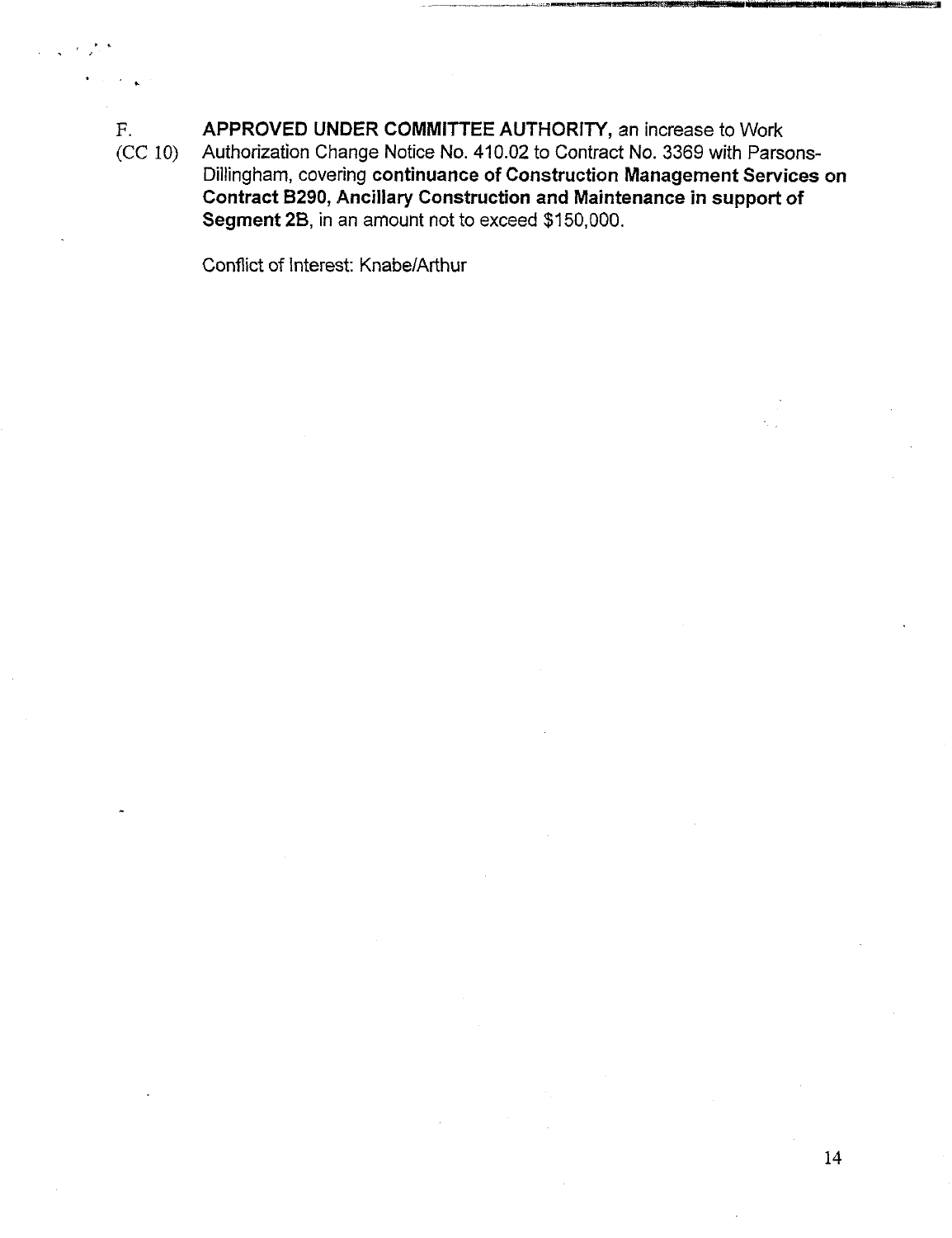F.
(CC 10)

**APPROVED UNDER COMMITTEE AUTHORITY,** an increase to Work Authorization Change Notice No. 410.02 to Contract No. 3369 with Parsons-Dillingham, covering **continuance of Construction Management Services on Contract B290, Ancillary Construction and Maintenance in support of Segment 2B**, in an amount not to exceed $150,000.

Conflict of Interest: Knabe/Arthur